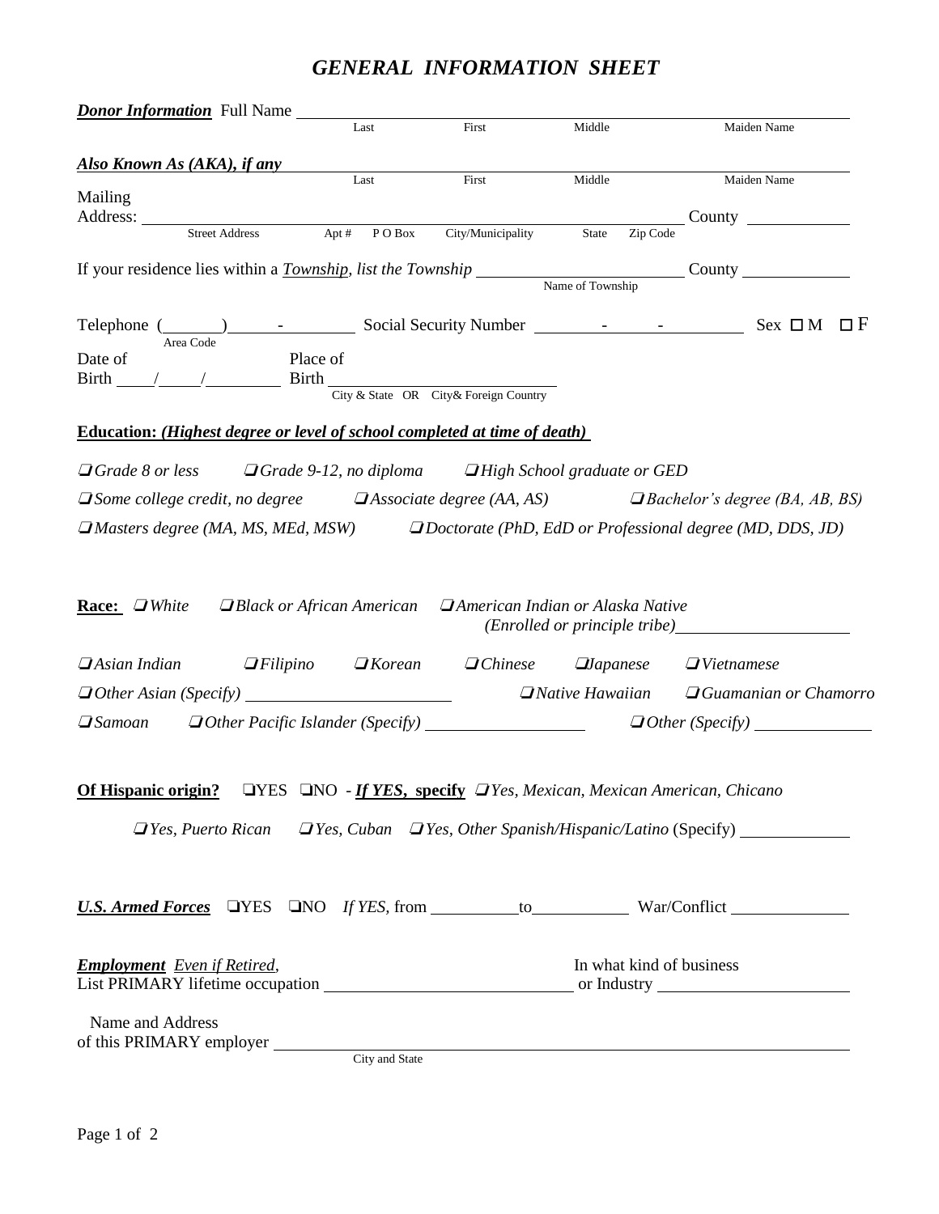# *GENERAL INFORMATION SHEET*

***Donor Information*** Full Name ______________________________________________
Last First Middle Maiden Name

***Also Known As (AKA), if any*** ______________________________________________
Last First Middle Maiden Name

Mailing Address: ______________________________________________ County __________
Street Address Apt # P O Box City/Municipality State Zip Code

If your residence lies within a ***Township***, *list the Township* __________________ County __________
Name of Township

Telephone (______) ______ - ________ Social Security Number ______ - ______ - ________ Sex ☐ M ☐ F
Area Code

Date of Birth ____/____/________ Place of Birth ____________________
City & State OR City& Foreign Country

**Education: *(Highest degree or level of school completed at time of death)***

❑ *Grade 8 or less* ❑ *Grade 9-12, no diploma* ❑ *High School graduate or GED*

❑ *Some college credit, no degree* ❑ *Associate degree (AA, AS)* ❑ *Bachelor's degree (BA, AB, BS)*

❑ *Masters degree (MA, MS, MEd, MSW)* ❑ *Doctorate (PhD, EdD or Professional degree (MD, DDS, JD)*

**Race:** ❑ *White* ❑ *Black or African American* ❑ *American Indian or Alaska Native (Enrolled or principle tribe)* ____________________

❑ *Asian Indian* ❑ *Filipino* ❑ *Korean* ❑ *Chinese* ❑ *Japanese* ❑ *Vietnamese*

❑ *Other Asian (Specify)* ____________________ ❑ *Native Hawaiian* ❑ *Guamanian or Chamorro*

❑ *Samoan* ❑ *Other Pacific Islander (Specify)* ________________ ❑ *Other (Specify)* ____________

**Of Hispanic origin?** ❑YES ❑NO - ***If YES,* specify** ❑ *Yes, Mexican, Mexican American, Chicano*

❑ *Yes, Puerto Rican* ❑ *Yes, Cuban* ❑ *Yes, Other Spanish/Hispanic/Latino* (Specify) ____________

***U.S. Armed Forces*** ❑YES ❑NO *If YES,* from __________ to __________ War/Conflict ____________

***Employment*** *Even if Retired,*
List PRIMARY lifetime occupation ________________________ In what kind of business or Industry ____________________

Name and Address of this PRIMARY employer ______________________________________________
City and State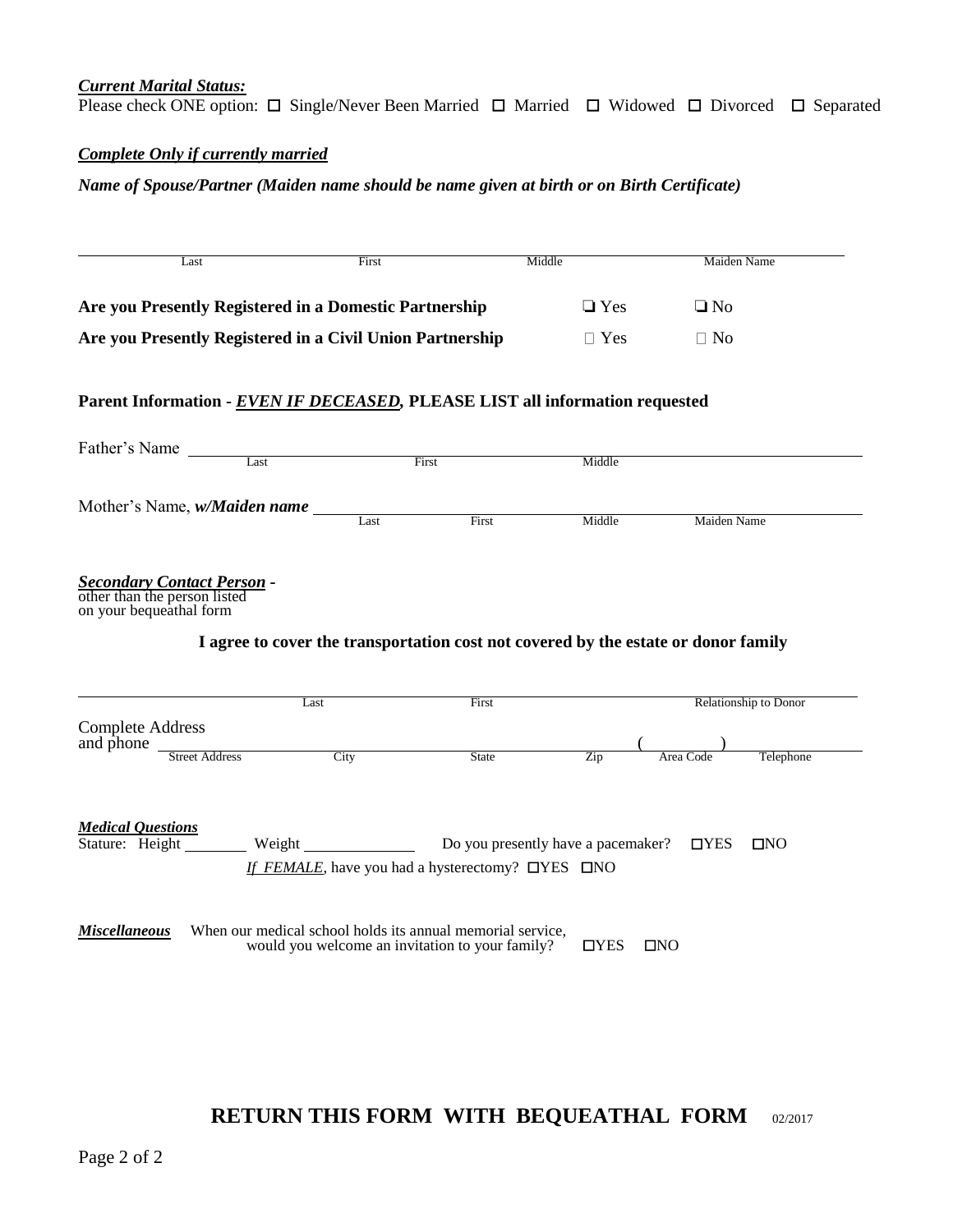***Current Marital Status:***

Please check ONE option: ☐ Single/Never Been Married ☐ Married ☐ Widowed ☐ Divorced ☐ Separated

***Complete Only if currently married***

***Name of Spouse/Partner (Maiden name should be name given at birth or on Birth Certificate)***

| Last | First | Middle | Maiden Name |
|---|---|---|---|

**Are you Presently Registered in a Domestic Partnership** ❑ Yes ❑ No

**Are you Presently Registered in a Civil Union Partnership** ☐ Yes ☐ No

**Parent Information - *EVEN IF DECEASED,* PLEASE LIST all information requested**

Father's Name ______________________________
Last First Middle

Mother's Name, ***w/Maiden name*** ______________________________
Last First Middle Maiden Name

***Secondary Contact Person*** - other than the person listed on your bequeathal form

**I agree to cover the transportation cost not covered by the estate or donor family**

| Last | First | Relationship to Donor |
|---|---|---|

Complete Address and phone ______________________________ ( )
Street Address City State Zip Area Code Telephone

***Medical Questions***

Stature: Height ________ Weight ____________ Do you presently have a pacemaker? ☐YES ☐NO

*If FEMALE*, have you had a hysterectomy? ☐YES ☐NO

***Miscellaneous*** When our medical school holds its annual memorial service, would you welcome an invitation to your family? ☐YES ☐NO

**RETURN THIS FORM WITH BEQUEATHAL FORM** 02/2017